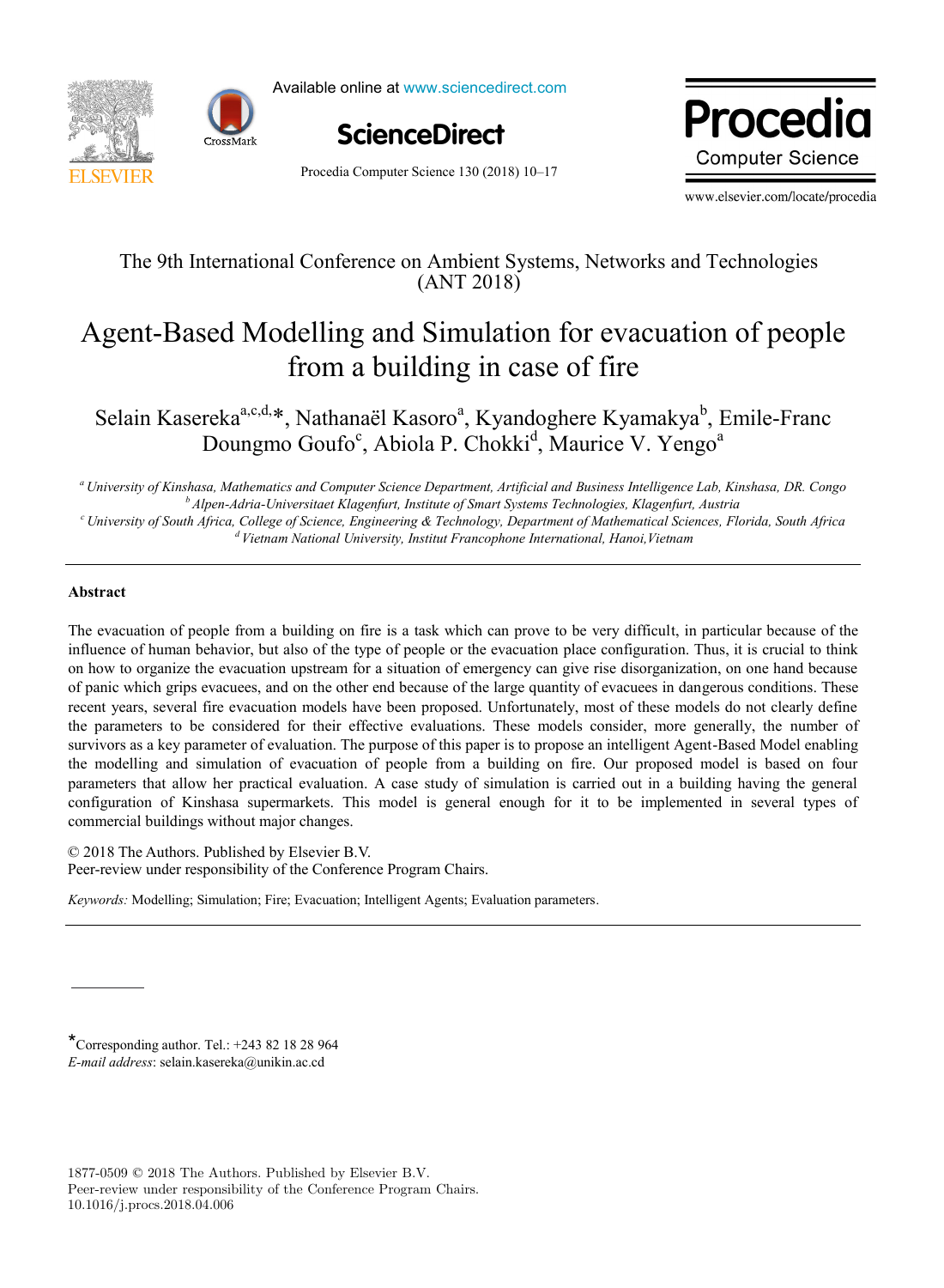Available online at www.sciencedirect.com

ScienceDirect

Procedia Computer Science 130 (2018) 10–17

www.elsevier.com/locate/procedia

The 9th International Conference on Ambient Systems, Networks and Technologies (ANT 2018)

# Agent-Based Modelling and Simulation for evacuation of people from a building in case of fire

Selain Kasereka[a,c,d,*], Nathanaël Kasoro[a], Kyandoghere Kyamakya[b], Emile-Franc Doungmo Goufo[c], Abiola P. Chokki[d], Maurice V. Yengo[a]

[a] *University of Kinshasa, Mathematics and Computer Science Department, Artificial and Business Intelligence Lab, Kinshasa, DR. Congo*
[b] *Alpen-Adria-Universitaet Klagenfurt, Institute of Smart Systems Technologies, Klagenfurt, Austria*
[c] *University of South Africa, College of Science, Engineering & Technology, Department of Mathematical Sciences, Florida, South Africa*
[d] *Vietnam National University, Institut Francophone International, Hanoi,Vietnam*

## Abstract

The evacuation of people from a building on fire is a task which can prove to be very difficult, in particular because of the influence of human behavior, but also of the type of people or the evacuation place configuration. Thus, it is crucial to think on how to organize the evacuation upstream for a situation of emergency can give rise disorganization, on one hand because of panic which grips evacuees, and on the other end because of the large quantity of evacuees in dangerous conditions. These recent years, several fire evacuation models have been proposed. Unfortunately, most of these models do not clearly define the parameters to be considered for their effective evaluations. These models consider, more generally, the number of survivors as a key parameter of evaluation. The purpose of this paper is to propose an intelligent Agent-Based Model enabling the modelling and simulation of evacuation of people from a building on fire. Our proposed model is based on four parameters that allow her practical evaluation. A case study of simulation is carried out in a building having the general configuration of Kinshasa supermarkets. This model is general enough for it to be implemented in several types of commercial buildings without major changes.

© 2018 The Authors. Published by Elsevier B.V.
Peer-review under responsibility of the Conference Program Chairs.

*Keywords:* Modelling; Simulation; Fire; Evacuation; Intelligent Agents; Evaluation parameters.

*Corresponding author. Tel.: +243 82 18 28 964
*E-mail address*: selain.kasereka@unikin.ac.cd

1877-0509 © 2018 The Authors. Published by Elsevier B.V.
Peer-review under responsibility of the Conference Program Chairs.
10.1016/j.procs.2018.04.006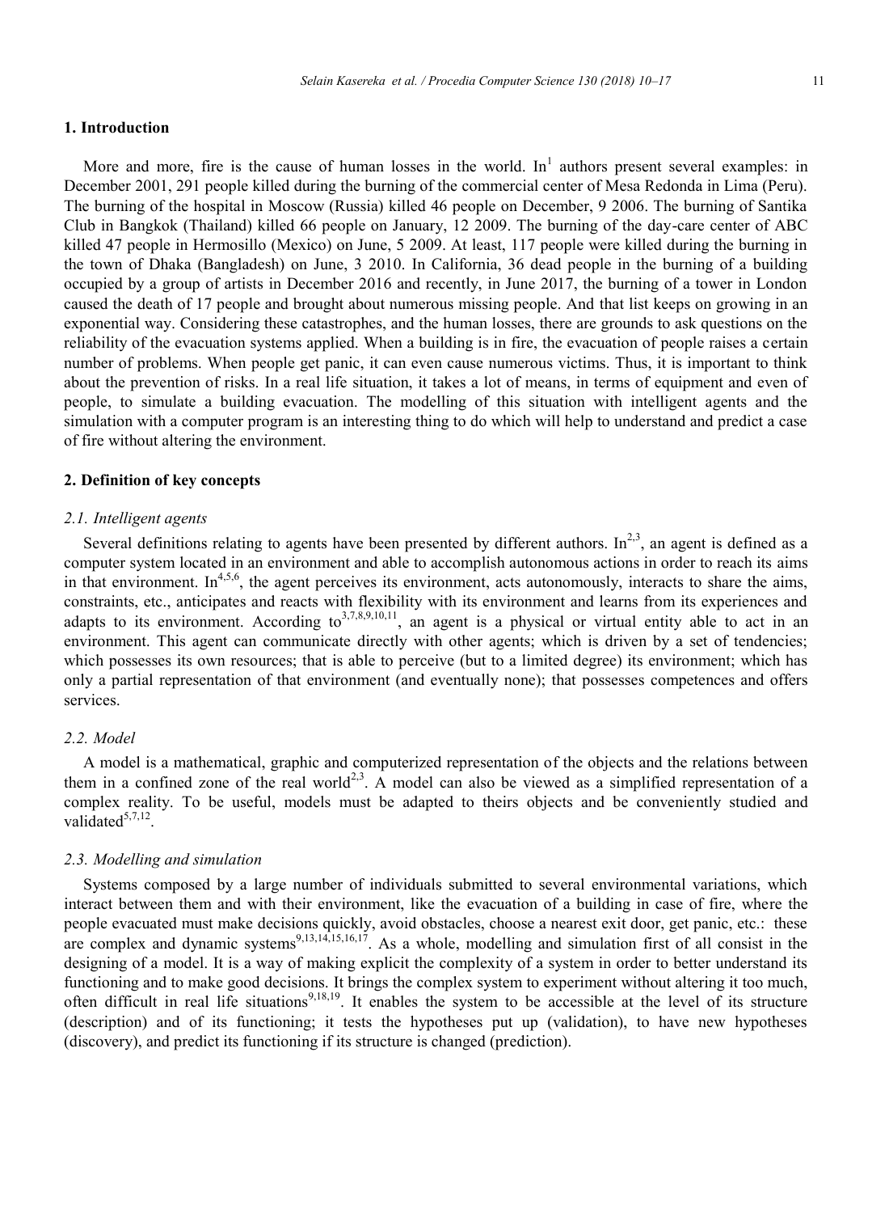## 1. Introduction

More and more, fire is the cause of human losses in the world. In[1] authors present several examples: in December 2001, 291 people killed during the burning of the commercial center of Mesa Redonda in Lima (Peru). The burning of the hospital in Moscow (Russia) killed 46 people on December, 9 2006. The burning of Santika Club in Bangkok (Thailand) killed 66 people on January, 12 2009. The burning of the day-care center of ABC killed 47 people in Hermosillo (Mexico) on June, 5 2009. At least, 117 people were killed during the burning in the town of Dhaka (Bangladesh) on June, 3 2010. In California, 36 dead people in the burning of a building occupied by a group of artists in December 2016 and recently, in June 2017, the burning of a tower in London caused the death of 17 people and brought about numerous missing people. And that list keeps on growing in an exponential way. Considering these catastrophes, and the human losses, there are grounds to ask questions on the reliability of the evacuation systems applied. When a building is in fire, the evacuation of people raises a certain number of problems. When people get panic, it can even cause numerous victims. Thus, it is important to think about the prevention of risks. In a real life situation, it takes a lot of means, in terms of equipment and even of people, to simulate a building evacuation. The modelling of this situation with intelligent agents and the simulation with a computer program is an interesting thing to do which will help to understand and predict a case of fire without altering the environment.

## 2. Definition of key concepts

### *2.1. Intelligent agents*

Several definitions relating to agents have been presented by different authors. In[2,3], an agent is defined as a computer system located in an environment and able to accomplish autonomous actions in order to reach its aims in that environment. In[4,5,6], the agent perceives its environment, acts autonomously, interacts to share the aims, constraints, etc., anticipates and reacts with flexibility with its environment and learns from its experiences and adapts to its environment. According to[3,7,8,9,10,11], an agent is a physical or virtual entity able to act in an environment. This agent can communicate directly with other agents; which is driven by a set of tendencies; which possesses its own resources; that is able to perceive (but to a limited degree) its environment; which has only a partial representation of that environment (and eventually none); that possesses competences and offers services.

### *2.2. Model*

A model is a mathematical, graphic and computerized representation of the objects and the relations between them in a confined zone of the real world[2,3]. A model can also be viewed as a simplified representation of a complex reality. To be useful, models must be adapted to theirs objects and be conveniently studied and validated[5,7,12].

### *2.3. Modelling and simulation*

Systems composed by a large number of individuals submitted to several environmental variations, which interact between them and with their environment, like the evacuation of a building in case of fire, where the people evacuated must make decisions quickly, avoid obstacles, choose a nearest exit door, get panic, etc.: these are complex and dynamic systems[9,13,14,15,16,17]. As a whole, modelling and simulation first of all consist in the designing of a model. It is a way of making explicit the complexity of a system in order to better understand its functioning and to make good decisions. It brings the complex system to experiment without altering it too much, often difficult in real life situations[9,18,19]. It enables the system to be accessible at the level of its structure (description) and of its functioning; it tests the hypotheses put up (validation), to have new hypotheses (discovery), and predict its functioning if its structure is changed (prediction).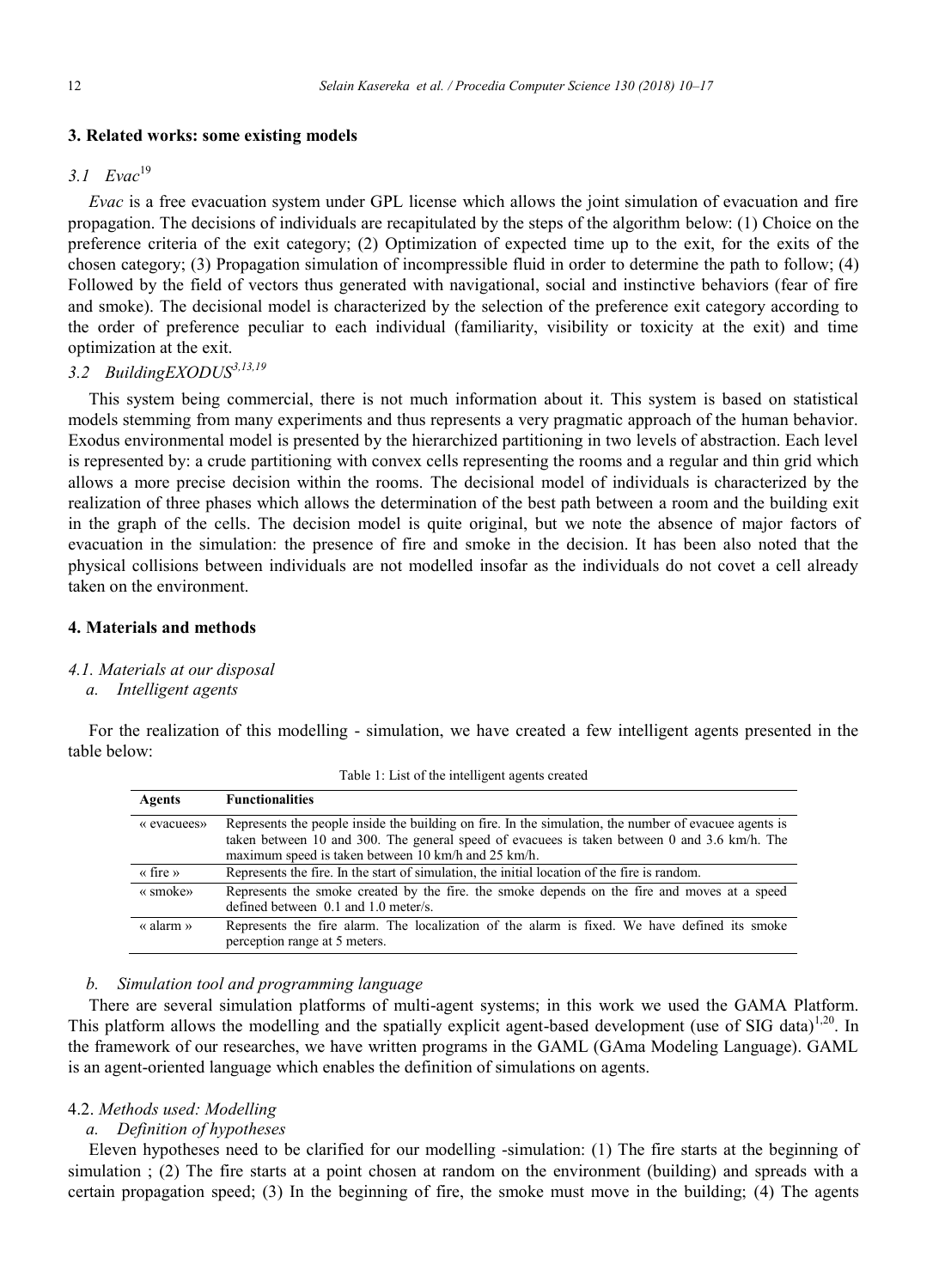## 3. Related works: some existing models

### *3.1 Evac*[19]

*Evac* is a free evacuation system under GPL license which allows the joint simulation of evacuation and fire propagation. The decisions of individuals are recapitulated by the steps of the algorithm below: (1) Choice on the preference criteria of the exit category; (2) Optimization of expected time up to the exit, for the exits of the chosen category; (3) Propagation simulation of incompressible fluid in order to determine the path to follow; (4) Followed by the field of vectors thus generated with navigational, social and instinctive behaviors (fear of fire and smoke). The decisional model is characterized by the selection of the preference exit category according to the order of preference peculiar to each individual (familiarity, visibility or toxicity at the exit) and time optimization at the exit.

### *3.2 BuildingEXODUS*[3,13,19]

This system being commercial, there is not much information about it. This system is based on statistical models stemming from many experiments and thus represents a very pragmatic approach of the human behavior. Exodus environmental model is presented by the hierarchized partitioning in two levels of abstraction. Each level is represented by: a crude partitioning with convex cells representing the rooms and a regular and thin grid which allows a more precise decision within the rooms. The decisional model of individuals is characterized by the realization of three phases which allows the determination of the best path between a room and the building exit in the graph of the cells. The decision model is quite original, but we note the absence of major factors of evacuation in the simulation: the presence of fire and smoke in the decision. It has been also noted that the physical collisions between individuals are not modelled insofar as the individuals do not covet a cell already taken on the environment.

## 4. Materials and methods

### *4.1. Materials at our disposal*

#### *a. Intelligent agents*

For the realization of this modelling - simulation, we have created a few intelligent agents presented in the table below:

Table 1: List of the intelligent agents created

| Agents | Functionalities |
|---|---|
| « evacuees» | Represents the people inside the building on fire. In the simulation, the number of evacuee agents is taken between 10 and 300. The general speed of evacuees is taken between 0 and 3.6 km/h. The maximum speed is taken between 10 km/h and 25 km/h. |
| « fire » | Represents the fire. In the start of simulation, the initial location of the fire is random. |
| « smoke» | Represents the smoke created by the fire. the smoke depends on the fire and moves at a speed defined between 0.1 and 1.0 meter/s. |
| « alarm » | Represents the fire alarm. The localization of the alarm is fixed. We have defined its smoke perception range at 5 meters. |

#### *b. Simulation tool and programming language*

There are several simulation platforms of multi-agent systems; in this work we used the GAMA Platform. This platform allows the modelling and the spatially explicit agent-based development (use of SIG data)[1,20]. In the framework of our researches, we have written programs in the GAML (GAma Modeling Language). GAML is an agent-oriented language which enables the definition of simulations on agents.

### 4.2. *Methods used: Modelling*

#### *a. Definition of hypotheses*

Eleven hypotheses need to be clarified for our modelling -simulation: (1) The fire starts at the beginning of simulation ; (2) The fire starts at a point chosen at random on the environment (building) and spreads with a certain propagation speed; (3) In the beginning of fire, the smoke must move in the building; (4) The agents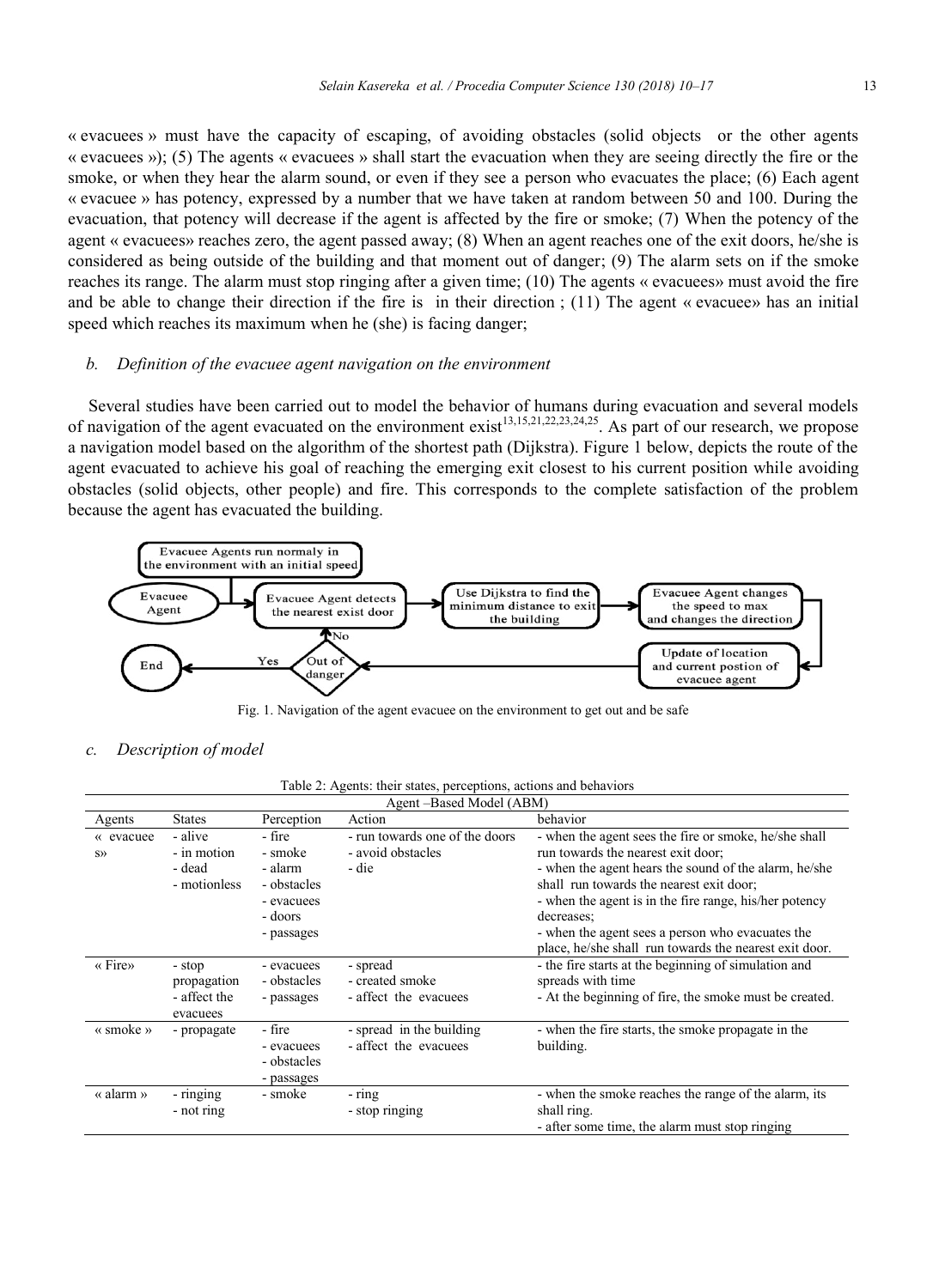« evacuees » must have the capacity of escaping, of avoiding obstacles (solid objects or the other agents « evacuees »); (5) The agents « evacuees » shall start the evacuation when they are seeing directly the fire or the smoke, or when they hear the alarm sound, or even if they see a person who evacuates the place; (6) Each agent « evacuee » has potency, expressed by a number that we have taken at random between 50 and 100. During the evacuation, that potency will decrease if the agent is affected by the fire or smoke; (7) When the potency of the agent « evacuees» reaches zero, the agent passed away; (8) When an agent reaches one of the exit doors, he/she is considered as being outside of the building and that moment out of danger; (9) The alarm sets on if the smoke reaches its range. The alarm must stop ringing after a given time; (10) The agents « evacuees» must avoid the fire and be able to change their direction if the fire is in their direction ; (11) The agent « evacuee» has an initial speed which reaches its maximum when he (she) is facing danger;

### *b. Definition of the evacuee agent navigation on the environment*

Several studies have been carried out to model the behavior of humans during evacuation and several models of navigation of the agent evacuated on the environment exist[13,15,21,22,23,24,25]. As part of our research, we propose a navigation model based on the algorithm of the shortest path (Dijkstra). Figure 1 below, depicts the route of the agent evacuated to achieve his goal of reaching the emerging exit closest to his current position while avoiding obstacles (solid objects, other people) and fire. This corresponds to the complete satisfaction of the problem because the agent has evacuated the building.

Evacuee Agents run normaly in the environment with an initial speed

Evacuee Agent → Evacuee Agent detects the nearest exist door → Use Dijkstra to find the minimum distance to exit the building → Evacuee Agent changes the speed to max and changes the direction → Update of location and current postion of evacuee agent → Out of danger (No → Evacuee Agent detects the nearest exist door; Yes → End)

Fig. 1. Navigation of the agent evacuee on the environment to get out and be safe

### *c. Description of model*

Table 2: Agents: their states, perceptions, actions and behaviors

| Agent –Based Model (ABM) | | | | |
|---|---|---|---|---|
| Agents | States | Perception | Action | behavior |
| « evacuees» | - alive<br>- in motion<br>- dead<br>- motionless | - fire<br>- smoke<br>- alarm<br>- obstacles<br>- evacuees<br>- doors<br>- passages | - run towards one of the doors<br>- avoid obstacles<br>- die | - when the agent sees the fire or smoke, he/she shall run towards the nearest exit door;<br>- when the agent hears the sound of the alarm, he/she shall run towards the nearest exit door;<br>- when the agent is in the fire range, his/her potency decreases;<br>- when the agent sees a person who evacuates the place, he/she shall run towards the nearest exit door. |
| « Fire» | - stop propagation<br>- affect the evacuees | - evacuees<br>- obstacles<br>- passages | - spread<br>- created smoke<br>- affect the evacuees | - the fire starts at the beginning of simulation and spreads with time<br>- At the beginning of fire, the smoke must be created. |
| « smoke » | - propagate | - fire<br>- evacuees<br>- obstacles<br>- passages | - spread in the building<br>- affect the evacuees | - when the fire starts, the smoke propagate in the building. |
| « alarm » | - ringing<br>- not ring | - smoke | - ring<br>- stop ringing | - when the smoke reaches the range of the alarm, its shall ring.<br>- after some time, the alarm must stop ringing |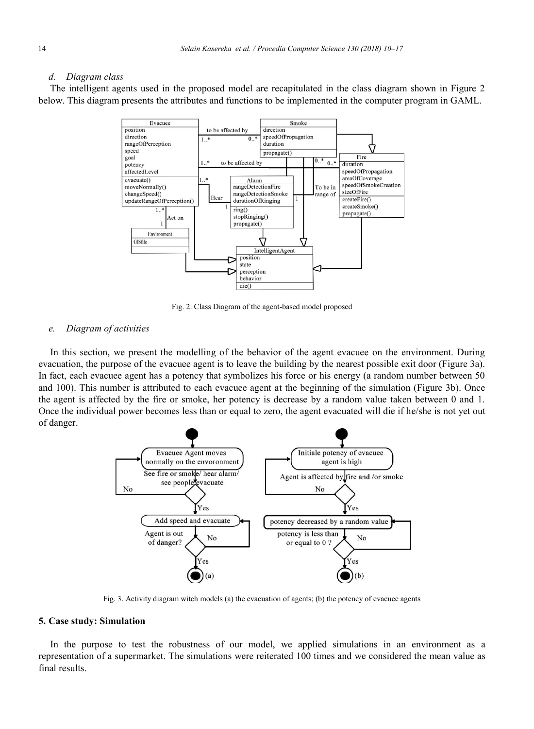*d. Diagram class*

The intelligent agents used in the proposed model are recapitulated in the class diagram shown in Figure 2 below. This diagram presents the attributes and functions to be implemented in the computer program in GAML.

Fig. 2. Class Diagram of the agent-based model proposed

*e. Diagram of activities*

In this section, we present the modelling of the behavior of the agent evacuee on the environment. During evacuation, the purpose of the evacuee agent is to leave the building by the nearest possible exit door (Figure 3a). In fact, each evacuee agent has a potency that symbolizes his force or his energy (a random number between 50 and 100). This number is attributed to each evacuee agent at the beginning of the simulation (Figure 3b). Once the agent is affected by the fire or smoke, her potency is decrease by a random value taken between 0 and 1. Once the individual power becomes less than or equal to zero, the agent evacuated will die if he/she is not yet out of danger.

Fig. 3. Activity diagram witch models (a) the evacuation of agents; (b) the potency of evacuee agents

## 5. Case study: Simulation

In the purpose to test the robustness of our model, we applied simulations in an environment as a representation of a supermarket. The simulations were reiterated 100 times and we considered the mean value as final results.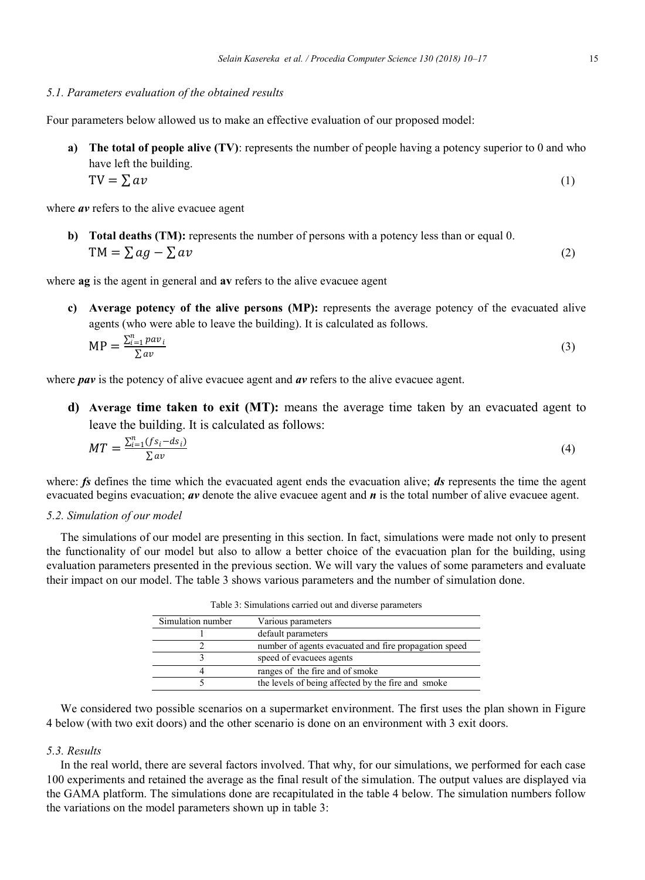### 5.1. Parameters evaluation of the obtained results

Four parameters below allowed us to make an effective evaluation of our proposed model:

**a) The total of people alive (TV)**: represents the number of people having a potency superior to 0 and who have left the building.

$$TV = \sum av \tag{1}$$

where ***av*** refers to the alive evacuee agent

**b) Total deaths (TM):** represents the number of persons with a potency less than or equal 0.

$$TM = \sum ag - \sum av \tag{2}$$

where **ag** is the agent in general and **av** refers to the alive evacuee agent

**c) Average potency of the alive persons (MP):** represents the average potency of the evacuated alive agents (who were able to leave the building). It is calculated as follows.

$$MP = \frac{\sum_{i=1}^{n} pav_i}{\sum av} \tag{3}$$

where ***pav*** is the potency of alive evacuee agent and ***av*** refers to the alive evacuee agent.

**d) Average time taken to exit (MT):** means the average time taken by an evacuated agent to leave the building. It is calculated as follows:

$$MT = \frac{\sum_{i=1}^{n} (fs_i - ds_i)}{\sum av} \tag{4}$$

where: ***fs*** defines the time which the evacuated agent ends the evacuation alive; ***ds*** represents the time the agent evacuated begins evacuation; ***av*** denote the alive evacuee agent and ***n*** is the total number of alive evacuee agent.

### 5.2. Simulation of our model

The simulations of our model are presenting in this section. In fact, simulations were made not only to present the functionality of our model but also to allow a better choice of the evacuation plan for the building, using evaluation parameters presented in the previous section. We will vary the values of some parameters and evaluate their impact on our model. The table 3 shows various parameters and the number of simulation done.

Table 3: Simulations carried out and diverse parameters

| Simulation number | Various parameters |
|---|---|
| 1 | default parameters |
| 2 | number of agents evacuated and fire propagation speed |
| 3 | speed of evacuees agents |
| 4 | ranges of the fire and of smoke |
| 5 | the levels of being affected by the fire and smoke |

We considered two possible scenarios on a supermarket environment. The first uses the plan shown in Figure 4 below (with two exit doors) and the other scenario is done on an environment with 3 exit doors.

### 5.3. Results

In the real world, there are several factors involved. That why, for our simulations, we performed for each case 100 experiments and retained the average as the final result of the simulation. The output values are displayed via the GAMA platform. The simulations done are recapitulated in the table 4 below. The simulation numbers follow the variations on the model parameters shown up in table 3: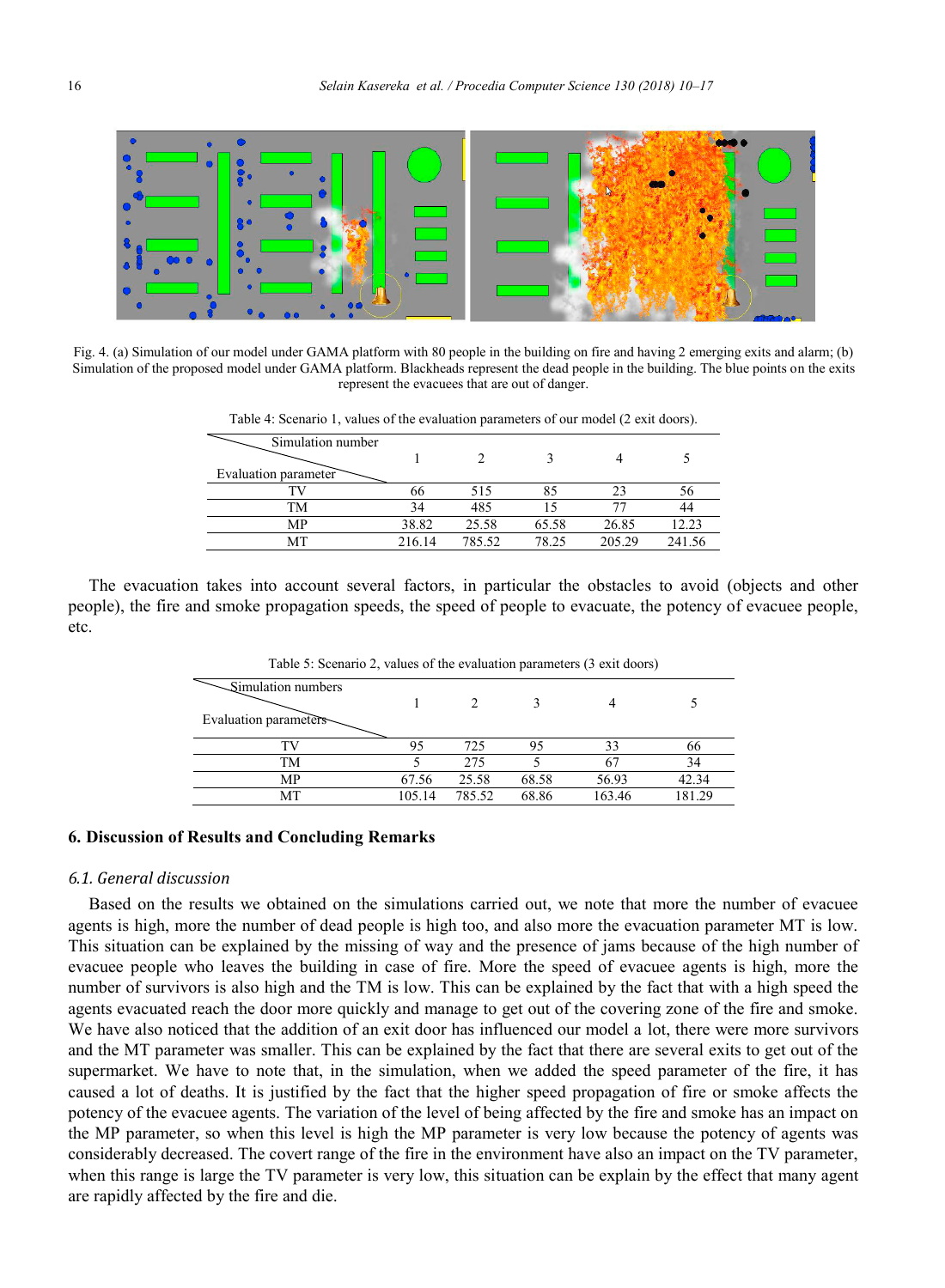Fig. 4. (a) Simulation of our model under GAMA platform with 80 people in the building on fire and having 2 emerging exits and alarm; (b) Simulation of the proposed model under GAMA platform. Blackheads represent the dead people in the building. The blue points on the exits represent the evacuees that are out of danger.

Table 4: Scenario 1, values of the evaluation parameters of our model (2 exit doors).

| Evaluation parameter \ Simulation number | 1 | 2 | 3 | 4 | 5 |
|---|---|---|---|---|---|
| TV | 66 | 515 | 85 | 23 | 56 |
| TM | 34 | 485 | 15 | 77 | 44 |
| MP | 38.82 | 25.58 | 65.58 | 26.85 | 12.23 |
| MT | 216.14 | 785.52 | 78.25 | 205.29 | 241.56 |

The evacuation takes into account several factors, in particular the obstacles to avoid (objects and other people), the fire and smoke propagation speeds, the speed of people to evacuate, the potency of evacuee people, etc.

Table 5: Scenario 2, values of the evaluation parameters (3 exit doors)

| Evaluation parameters \ Simulation numbers | 1 | 2 | 3 | 4 | 5 |
|---|---|---|---|---|---|
| TV | 95 | 725 | 95 | 33 | 66 |
| TM | 5 | 275 | 5 | 67 | 34 |
| MP | 67.56 | 25.58 | 68.58 | 56.93 | 42.34 |
| MT | 105.14 | 785.52 | 68.86 | 163.46 | 181.29 |

## 6. Discussion of Results and Concluding Remarks

### *6.1. General discussion*

Based on the results we obtained on the simulations carried out, we note that more the number of evacuee agents is high, more the number of dead people is high too, and also more the evacuation parameter MT is low. This situation can be explained by the missing of way and the presence of jams because of the high number of evacuee people who leaves the building in case of fire. More the speed of evacuee agents is high, more the number of survivors is also high and the TM is low. This can be explained by the fact that with a high speed the agents evacuated reach the door more quickly and manage to get out of the covering zone of the fire and smoke. We have also noticed that the addition of an exit door has influenced our model a lot, there were more survivors and the MT parameter was smaller. This can be explained by the fact that there are several exits to get out of the supermarket. We have to note that, in the simulation, when we added the speed parameter of the fire, it has caused a lot of deaths. It is justified by the fact that the higher speed propagation of fire or smoke affects the potency of the evacuee agents. The variation of the level of being affected by the fire and smoke has an impact on the MP parameter, so when this level is high the MP parameter is very low because the potency of agents was considerably decreased. The covert range of the fire in the environment have also an impact on the TV parameter, when this range is large the TV parameter is very low, this situation can be explain by the effect that many agent are rapidly affected by the fire and die.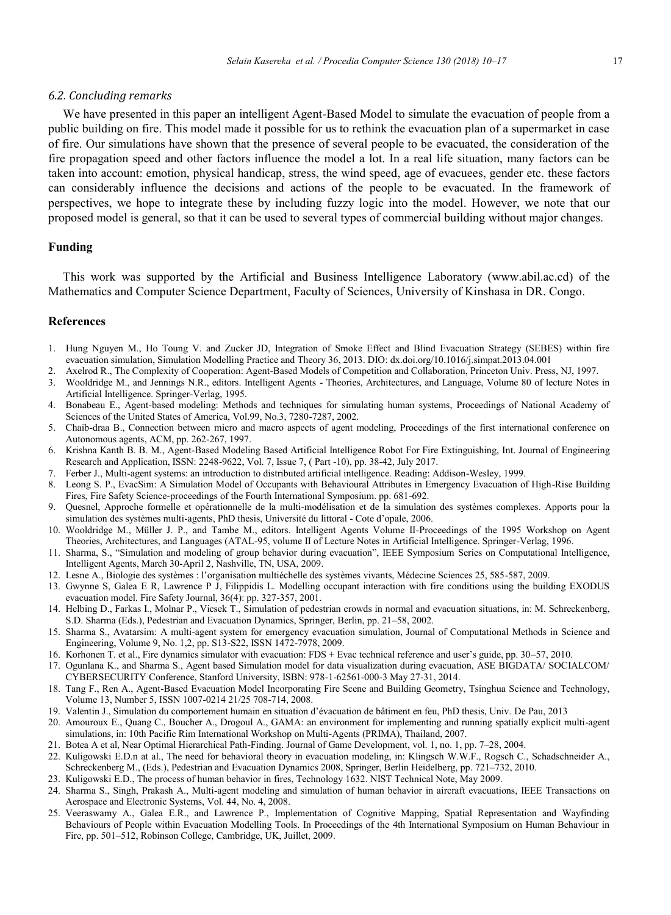### 6.2. Concluding remarks

We have presented in this paper an intelligent Agent-Based Model to simulate the evacuation of people from a public building on fire. This model made it possible for us to rethink the evacuation plan of a supermarket in case of fire. Our simulations have shown that the presence of several people to be evacuated, the consideration of the fire propagation speed and other factors influence the model a lot. In a real life situation, many factors can be taken into account: emotion, physical handicap, stress, the wind speed, age of evacuees, gender etc. these factors can considerably influence the decisions and actions of the people to be evacuated. In the framework of perspectives, we hope to integrate these by including fuzzy logic into the model. However, we note that our proposed model is general, so that it can be used to several types of commercial building without major changes.

## Funding

This work was supported by the Artificial and Business Intelligence Laboratory (www.abil.ac.cd) of the Mathematics and Computer Science Department, Faculty of Sciences, University of Kinshasa in DR. Congo.

## References

1. Hung Nguyen M., Ho Toung V. and Zucker JD, Integration of Smoke Effect and Blind Evacuation Strategy (SEBES) within fire evacuation simulation, Simulation Modelling Practice and Theory 36, 2013. DIO: dx.doi.org/10.1016/j.simpat.2013.04.001
2. Axelrod R., The Complexity of Cooperation: Agent-Based Models of Competition and Collaboration, Princeton Univ. Press, NJ, 1997.
3. Wooldridge M., and Jennings N.R., editors. Intelligent Agents - Theories, Architectures, and Language, Volume 80 of lecture Notes in Artificial Intelligence. Springer-Verlag, 1995.
4. Bonabeau E., Agent-based modeling: Methods and techniques for simulating human systems, Proceedings of National Academy of Sciences of the United States of America, Vol.99, No.3, 7280-7287, 2002.
5. Chaib-draa B., Connection between micro and macro aspects of agent modeling, Proceedings of the first international conference on Autonomous agents, ACM, pp. 262-267, 1997.
6. Krishna Kanth B. B. M., Agent-Based Modeling Based Artificial Intelligence Robot For Fire Extinguishing, Int. Journal of Engineering Research and Application, ISSN: 2248-9622, Vol. 7, Issue 7, ( Part -10), pp. 38-42, July 2017.
7. Ferber J., Multi-agent systems: an introduction to distributed artificial intelligence. Reading: Addison-Wesley, 1999.
8. Leong S. P., EvacSim: A Simulation Model of Occupants with Behavioural Attributes in Emergency Evacuation of High-Rise Building Fires, Fire Safety Science-proceedings of the Fourth International Symposium. pp. 681-692.
9. Quesnel, Approche formelle et opérationnelle de la multi-modélisation et de la simulation des systèmes complexes. Apports pour la simulation des systèmes multi-agents, PhD thesis, Université du littoral - Cote d'opale, 2006.
10. Wooldridge M., Müller J. P., and Tambe M., editors. Intelligent Agents Volume II-Proceedings of the 1995 Workshop on Agent Theories, Architectures, and Languages (ATAL-95, volume II of Lecture Notes in Artificial Intelligence. Springer-Verlag, 1996.
11. Sharma, S., "Simulation and modeling of group behavior during evacuation", IEEE Symposium Series on Computational Intelligence, Intelligent Agents, March 30-April 2, Nashville, TN, USA, 2009.
12. Lesne A., Biologie des systèmes : l'organisation multiéchelle des systèmes vivants, Médecine Sciences 25, 585-587, 2009.
13. Gwynne S, Galea E R, Lawrence P J, Filippidis L. Modelling occupant interaction with fire conditions using the building EXODUS evacuation model. Fire Safety Journal, 36(4): pp. 327-357, 2001.
14. Helbing D., Farkas I., Molnar P., Vicsek T., Simulation of pedestrian crowds in normal and evacuation situations, in: M. Schreckenberg, S.D. Sharma (Eds.), Pedestrian and Evacuation Dynamics, Springer, Berlin, pp. 21–58, 2002.
15. Sharma S., Avatarsim: A multi-agent system for emergency evacuation simulation, Journal of Computational Methods in Science and Engineering, Volume 9, No. 1,2, pp. S13-S22, ISSN 1472-7978, 2009.
16. Korhonen T. et al., Fire dynamics simulator with evacuation: FDS + Evac technical reference and user's guide, pp. 30–57, 2010.
17. Ogunlana K., and Sharma S., Agent based Simulation model for data visualization during evacuation, ASE BIGDATA/ SOCIALCOM/ CYBERSECURITY Conference, Stanford University, ISBN: 978-1-62561-000-3 May 27-31, 2014.
18. Tang F., Ren A., Agent-Based Evacuation Model Incorporating Fire Scene and Building Geometry, Tsinghua Science and Technology, Volume 13, Number 5, ISSN 1007-0214 21/25 708-714, 2008.
19. Valentin J., Simulation du comportement humain en situation d'évacuation de bâtiment en feu, PhD thesis, Univ. De Pau, 2013
20. Amouroux E., Quang C., Boucher A., Drogoul A., GAMA: an environment for implementing and running spatially explicit multi-agent simulations, in: 10th Pacific Rim International Workshop on Multi-Agents (PRIMA), Thailand, 2007.
21. Botea A et al, Near Optimal Hierarchical Path-Finding. Journal of Game Development, vol. 1, no. 1, pp. 7–28, 2004.
22. Kuligowski E.D.n at al., The need for behavioral theory in evacuation modeling, in: Klingsch W.W.F., Rogsch C., Schadschneider A., Schreckenberg M., (Eds.), Pedestrian and Evacuation Dynamics 2008, Springer, Berlin Heidelberg, pp. 721–732, 2010.
23. Kuligowski E.D., The process of human behavior in fires, Technology 1632. NIST Technical Note, May 2009.
24. Sharma S., Singh, Prakash A., Multi-agent modeling and simulation of human behavior in aircraft evacuations, IEEE Transactions on Aerospace and Electronic Systems, Vol. 44, No. 4, 2008.
25. Veeraswamy A., Galea E.R., and Lawrence P., Implementation of Cognitive Mapping, Spatial Representation and Wayfinding Behaviours of People within Evacuation Modelling Tools. In Proceedings of the 4th International Symposium on Human Behaviour in Fire, pp. 501–512, Robinson College, Cambridge, UK, Juillet, 2009.